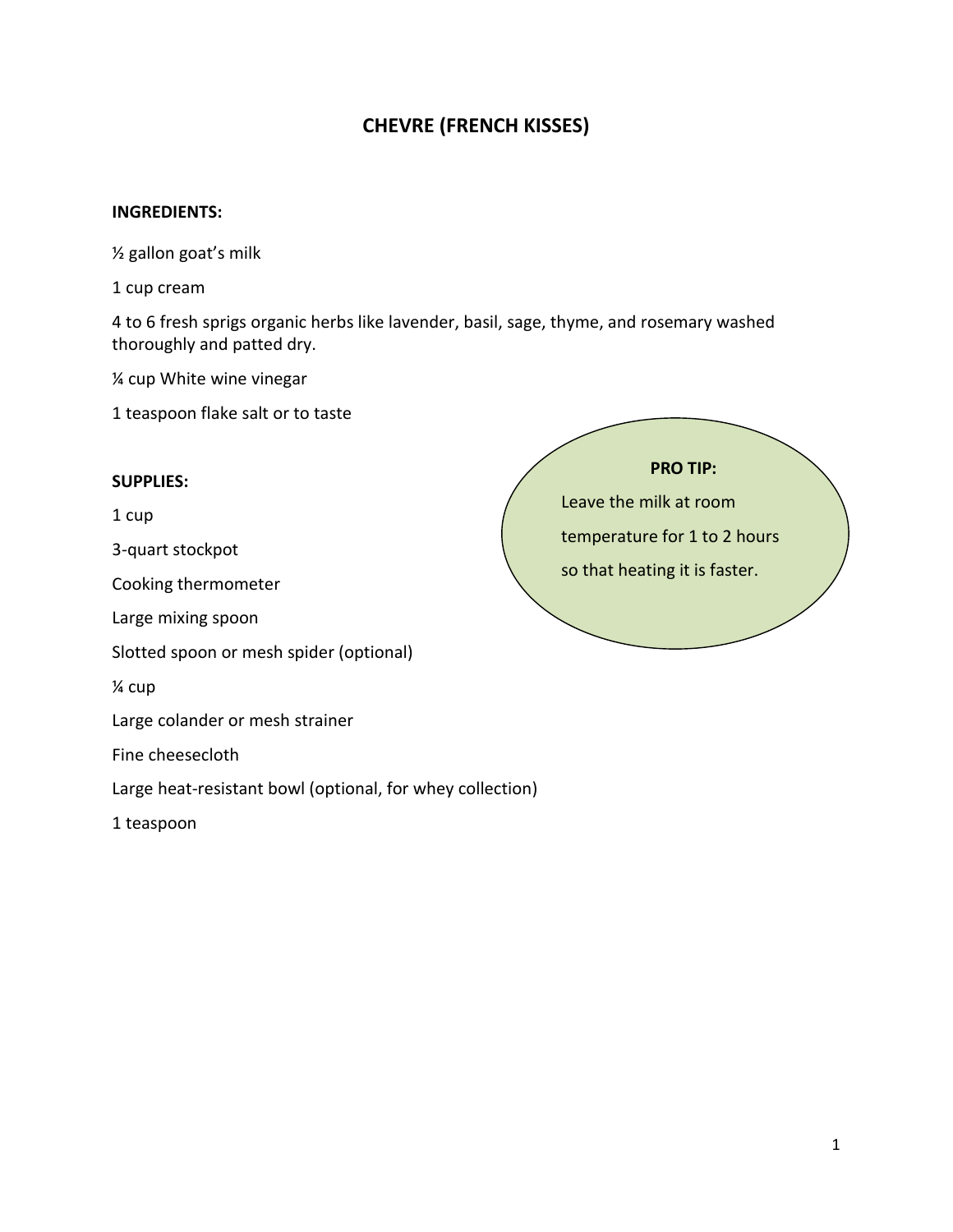# CHEVRE (FRENCH KISSES)

**INGREDIENTS:**

½ gallon goat's milk

1 cup cream

4 to 6 fresh sprigs organic herbs like lavender, basil, sage, thyme, and rosemary washed thoroughly and patted dry.

¼ cup White wine vinegar

1 teaspoon flake salt or to taste

**SUPPLIES:**

1 cup

3-quart stockpot

Cooking thermometer

Large mixing spoon

Slotted spoon or mesh spider (optional)

¼ cup

Large colander or mesh strainer

Fine cheesecloth

Large heat-resistant bowl (optional, for whey collection)

1 teaspoon

**PRO TIP:**

Leave the milk at room temperature for 1 to 2 hours so that heating it is faster.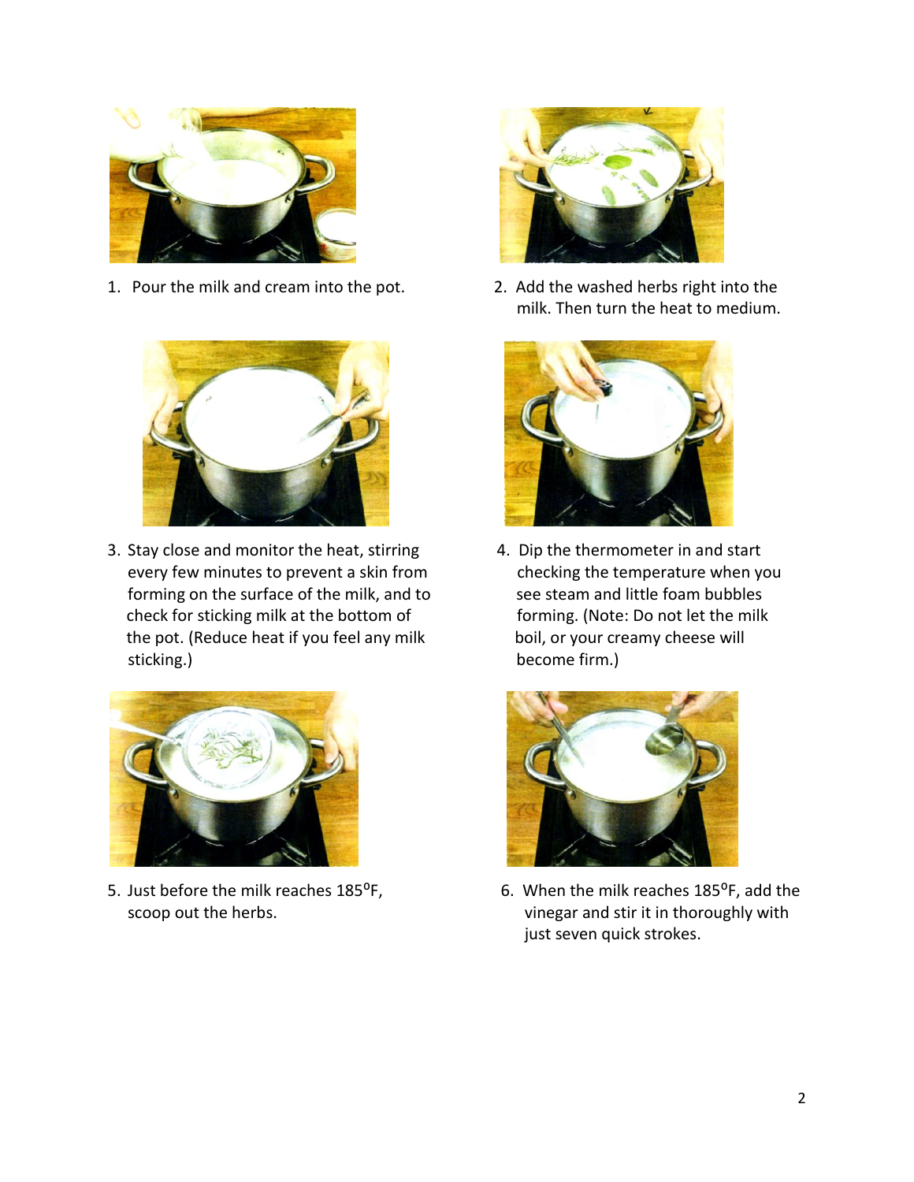1. Pour the milk and cream into the pot.

2. Add the washed herbs right into the milk. Then turn the heat to medium.

3. Stay close and monitor the heat, stirring every few minutes to prevent a skin from forming on the surface of the milk, and to check for sticking milk at the bottom of the pot. (Reduce heat if you feel any milk sticking.)

4. Dip the thermometer in and start checking the temperature when you see steam and little foam bubbles forming. (Note: Do not let the milk boil, or your creamy cheese will become firm.)

5. Just before the milk reaches 185⁰F, scoop out the herbs.

6. When the milk reaches 185⁰F, add the vinegar and stir it in thoroughly with just seven quick strokes.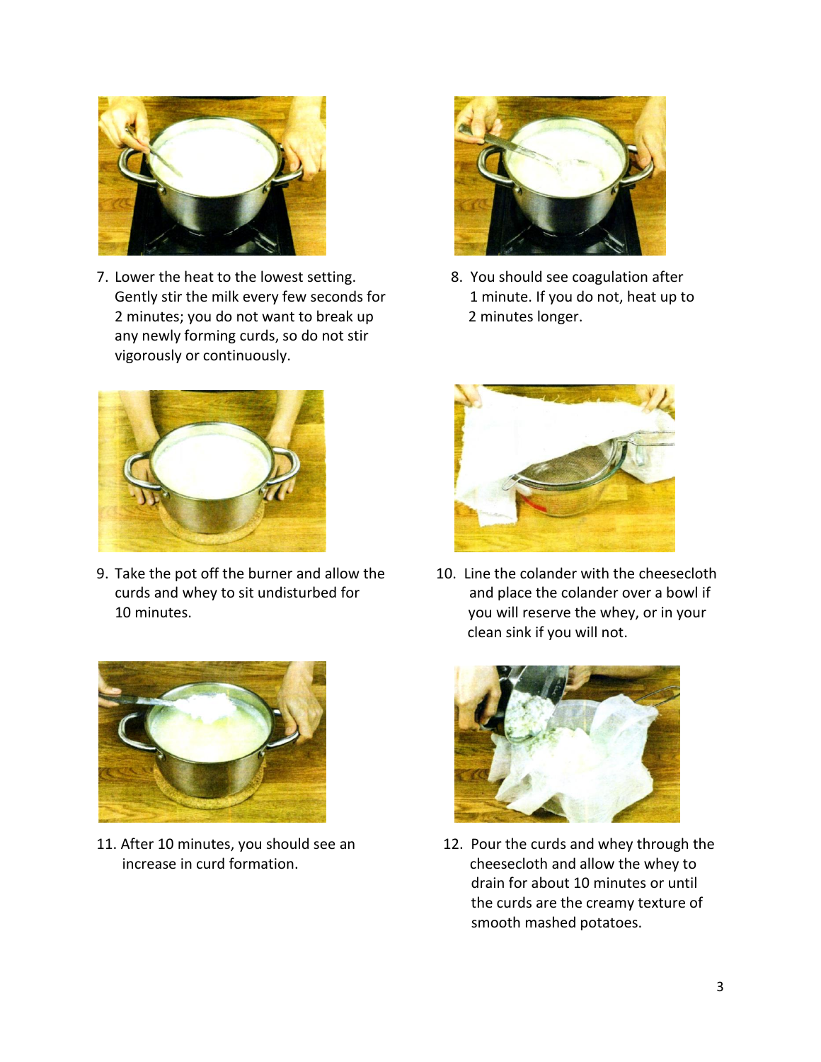7. Lower the heat to the lowest setting. Gently stir the milk every few seconds for 2 minutes; you do not want to break up any newly forming curds, so do not stir vigorously or continuously.

8. You should see coagulation after 1 minute. If you do not, heat up to 2 minutes longer.

9. Take the pot off the burner and allow the curds and whey to sit undisturbed for 10 minutes.

10. Line the colander with the cheesecloth and place the colander over a bowl if you will reserve the whey, or in your clean sink if you will not.

11. After 10 minutes, you should see an increase in curd formation.

12. Pour the curds and whey through the cheesecloth and allow the whey to drain for about 10 minutes or until the curds are the creamy texture of smooth mashed potatoes.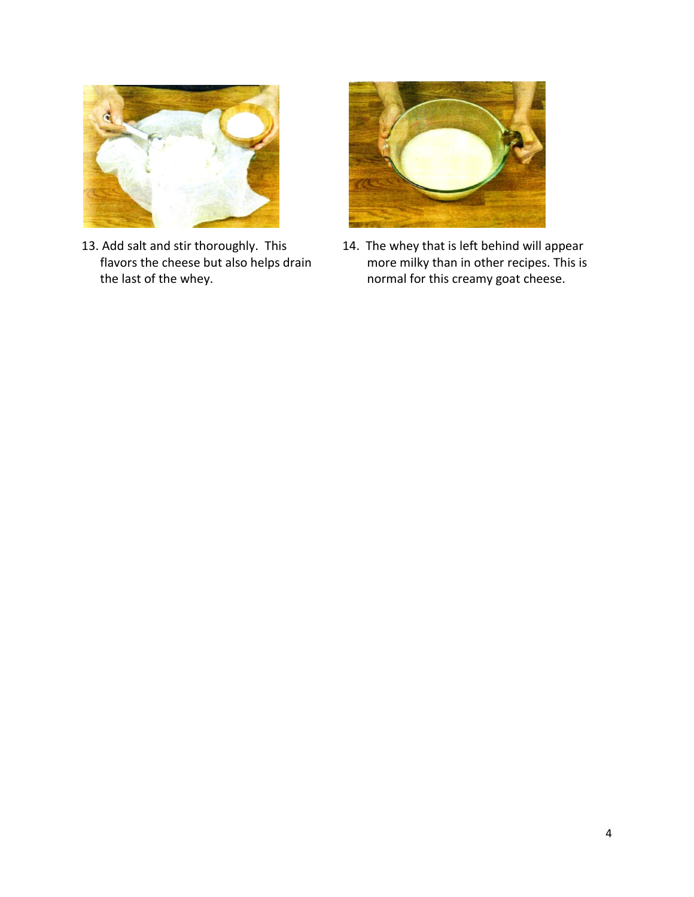13. Add salt and stir thoroughly. This flavors the cheese but also helps drain the last of the whey.

14. The whey that is left behind will appear more milky than in other recipes. This is normal for this creamy goat cheese.